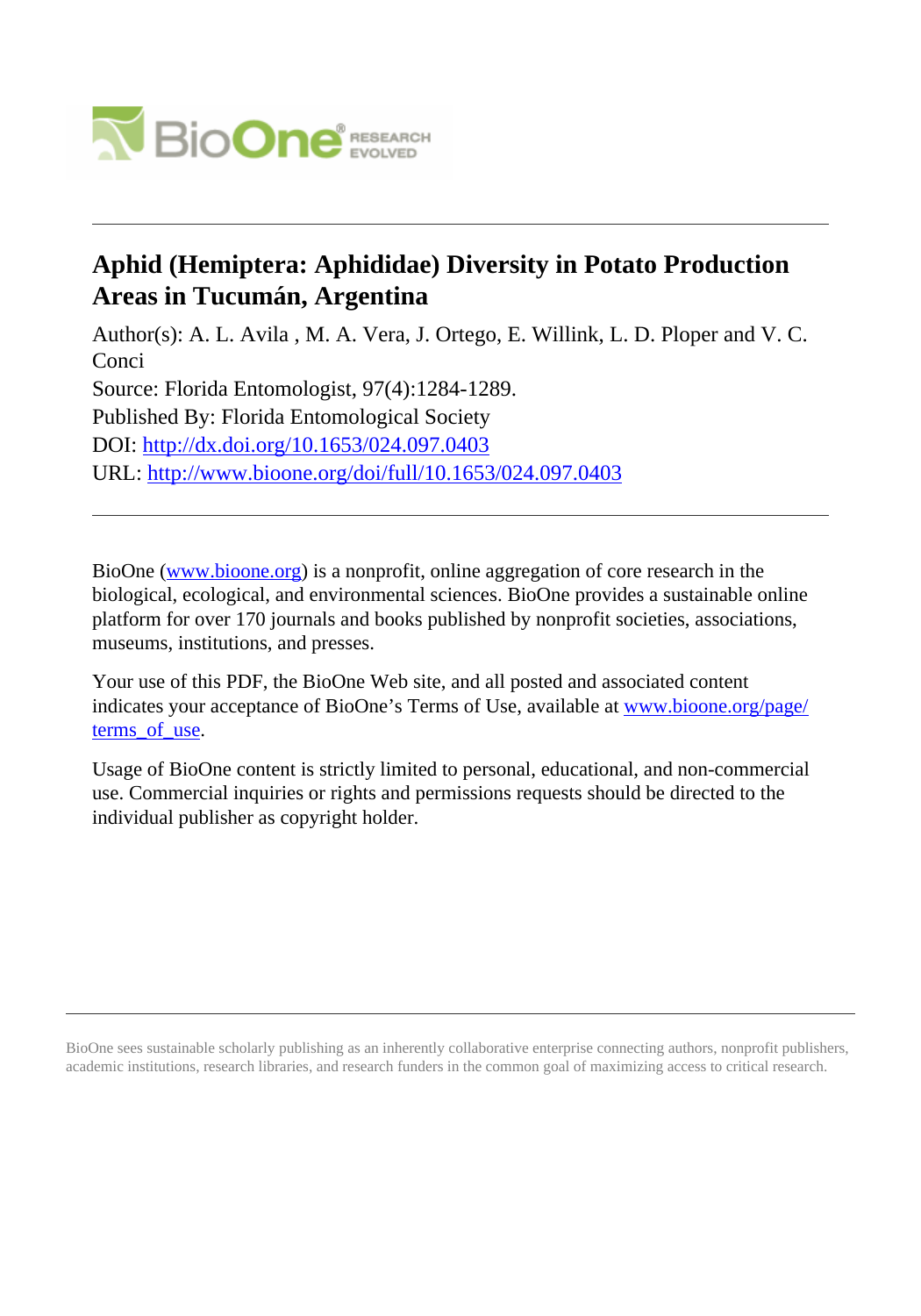# Aphid (Hemiptera: Aphididae) Diversity in Potato Production Areas in Tucumán, Argentina

Author(s): A. L. Avila , M. A. Vera, J. Ortego, E. Willink, L. D. Ploper and V. C. Conci

Source: Florida Entomologist, 97(4):1284-1289.

Published By: Florida Entomological Society

DOI: http://dx.doi.org/10.1653/024.097.0403

URL: http://www.bioone.org/doi/full/10.1653/024.097.0403

BioOne (www.bioone.org) is a nonprofit, online aggregation of core research in the biological, ecological, and environmental sciences. BioOne provides a sustainable online platform for over 170 journals and books published by nonprofit societies, associations, museums, institutions, and presses.

Your use of this PDF, the BioOne Web site, and all posted and associated content indicates your acceptance of BioOne's Terms of Use, available at www.bioone.org/page/terms_of_use.

Usage of BioOne content is strictly limited to personal, educational, and non-commercial use. Commercial inquiries or rights and permissions requests should be directed to the individual publisher as copyright holder.

BioOne sees sustainable scholarly publishing as an inherently collaborative enterprise connecting authors, nonprofit publishers, academic institutions, research libraries, and research funders in the common goal of maximizing access to critical research.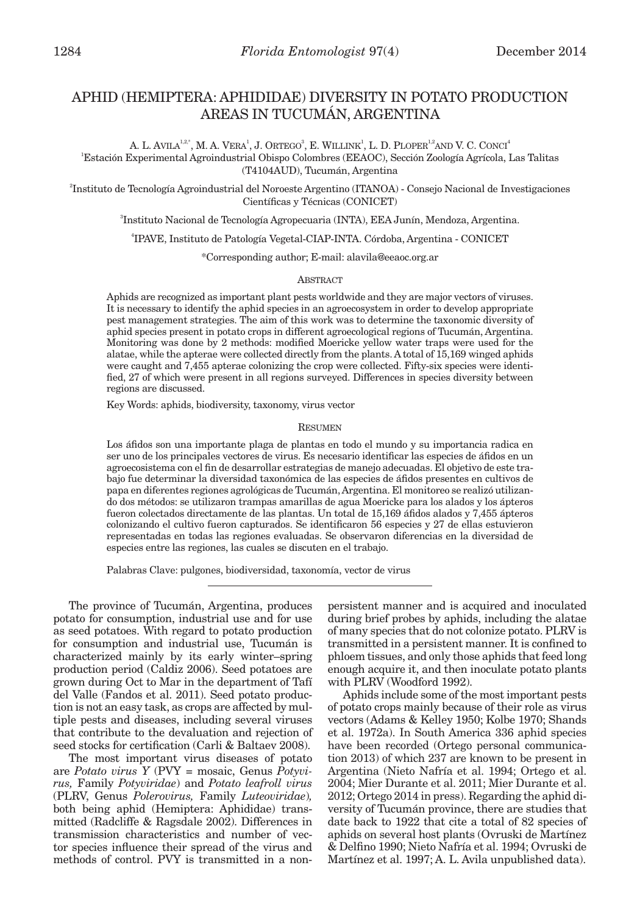# APHID (HEMIPTERA: APHIDIDAE) DIVERSITY IN POTATO PRODUCTION AREAS IN TUCUMÁN, ARGENTINA

A. L. AVILA[1,2,*], M. A. VERA[1], J. ORTEGO[3], E. WILLINK[1], L. D. PLOPER[1,2] AND V. C. CONCI[4]

[1]Estación Experimental Agroindustrial Obispo Colombres (EEAOC), Sección Zoología Agrícola, Las Talitas (T4104AUD), Tucumán, Argentina

[2]Instituto de Tecnología Agroindustrial del Noroeste Argentino (ITANOA) - Consejo Nacional de Investigaciones Científicas y Técnicas (CONICET)

[3]Instituto Nacional de Tecnología Agropecuaria (INTA), EEA Junín, Mendoza, Argentina.

[4]IPAVE, Instituto de Patología Vegetal-CIAP-INTA. Córdoba, Argentina - CONICET

*Corresponding author; E-mail: alavila@eeaoc.org.ar

## ABSTRACT

Aphids are recognized as important plant pests worldwide and they are major vectors of viruses. It is necessary to identify the aphid species in an agroecosystem in order to develop appropriate pest management strategies. The aim of this work was to determine the taxonomic diversity of aphid species present in potato crops in different agroecological regions of Tucumán, Argentina. Monitoring was done by 2 methods: modified Moericke yellow water traps were used for the alatae, while the apterae were collected directly from the plants. A total of 15,169 winged aphids were caught and 7,455 apterae colonizing the crop were collected. Fifty-six species were identified, 27 of which were present in all regions surveyed. Differences in species diversity between regions are discussed.

Key Words: aphids, biodiversity, taxonomy, virus vector

## RESUMEN

Los áfidos son una importante plaga de plantas en todo el mundo y su importancia radica en ser uno de los principales vectores de virus. Es necesario identificar las especies de áfidos en un agroecosistema con el fin de desarrollar estrategias de manejo adecuadas. El objetivo de este trabajo fue determinar la diversidad taxonómica de las especies de áfidos presentes en cultivos de papa en diferentes regiones agrológicas de Tucumán, Argentina. El monitoreo se realizó utilizando dos métodos: se utilizaron trampas amarillas de agua Moericke para los alados y los ápteros fueron colectados directamente de las plantas. Un total de 15,169 áfidos alados y 7,455 ápteros colonizando el cultivo fueron capturados. Se identificaron 56 especies y 27 de ellas estuvieron representadas en todas las regiones evaluadas. Se observaron diferencias en la diversidad de especies entre las regiones, las cuales se discuten en el trabajo.

Palabras Clave: pulgones, biodiversidad, taxonomía, vector de virus

---

The province of Tucumán, Argentina, produces potato for consumption, industrial use and for use as seed potatoes. With regard to potato production for consumption and industrial use, Tucumán is characterized mainly by its early winter–spring production period (Caldiz 2006). Seed potatoes are grown during Oct to Mar in the department of Tafí del Valle (Fandos et al. 2011). Seed potato production is not an easy task, as crops are affected by multiple pests and diseases, including several viruses that contribute to the devaluation and rejection of seed stocks for certification (Carli & Baltaev 2008).

The most important virus diseases of potato are *Potato virus Y* (PVY = mosaic, Genus *Potyvirus,* Family *Potyviridae*) and *Potato leafroll virus* (PLRV, Genus *Polerovirus,* Family *Luteoviridae*), both being aphid (Hemiptera: Aphididae) transmitted (Radcliffe & Ragsdale 2002). Differences in transmission characteristics and number of vector species influence their spread of the virus and methods of control. PVY is transmitted in a non-persistent manner and is acquired and inoculated during brief probes by aphids, including the alatae of many species that do not colonize potato. PLRV is transmitted in a persistent manner. It is confined to phloem tissues, and only those aphids that feed long enough acquire it, and then inoculate potato plants with PLRV (Woodford 1992).

Aphids include some of the most important pests of potato crops mainly because of their role as virus vectors (Adams & Kelley 1950; Kolbe 1970; Shands et al. 1972a). In South America 336 aphid species have been recorded (Ortego personal communication 2013) of which 237 are known to be present in Argentina (Nieto Nafría et al. 1994; Ortego et al. 2004; Mier Durante et al. 2011; Mier Durante et al. 2012; Ortego 2014 in press). Regarding the aphid diversity of Tucumán province, there are studies that date back to 1922 that cite a total of 82 species of aphids on several host plants (Ovruski de Martínez & Delfino 1990; Nieto Nafría et al. 1994; Ovruski de Martínez et al. 1997; A. L. Avila unpublished data).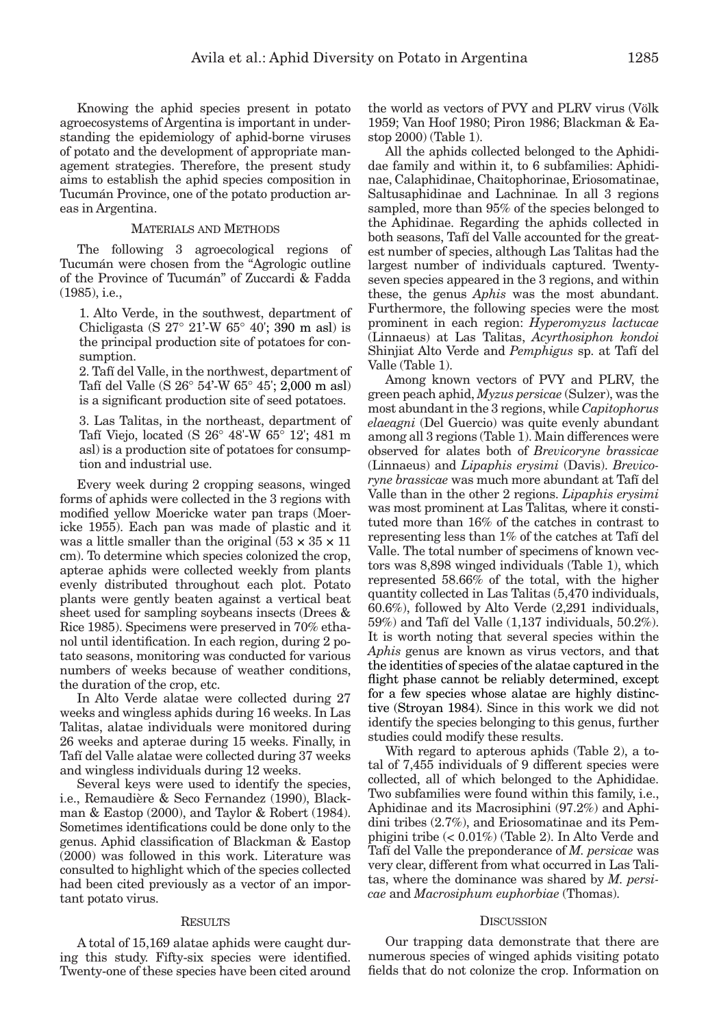Knowing the aphid species present in potato agroecosystems of Argentina is important in understanding the epidemiology of aphid-borne viruses of potato and the development of appropriate management strategies. Therefore, the present study aims to establish the aphid species composition in Tucumán Province, one of the potato production areas in Argentina.

## Materials and Methods

The following 3 agroecological regions of Tucumán were chosen from the "Agrologic outline of the Province of Tucumán" of Zuccardi & Fadda (1985), i.e.,

1. Alto Verde, in the southwest, department of Chicligasta (S 27° 21'-W 65° 40'; 390 m asl) is the principal production site of potatoes for consumption.

2. Tafí del Valle, in the northwest, department of Tafí del Valle (S 26° 54'-W 65° 45'; 2,000 m asl) is a significant production site of seed potatoes.

3. Las Talitas, in the northeast, department of Tafí Viejo, located (S 26° 48'-W 65° 12'; 481 m asl) is a production site of potatoes for consumption and industrial use.

Every week during 2 cropping seasons, winged forms of aphids were collected in the 3 regions with modified yellow Moericke water pan traps (Moericke 1955). Each pan was made of plastic and it was a little smaller than the original (53 × 35 × 11 cm). To determine which species colonized the crop, apterae aphids were collected weekly from plants evenly distributed throughout each plot. Potato plants were gently beaten against a vertical beat sheet used for sampling soybeans insects (Drees & Rice 1985). Specimens were preserved in 70% ethanol until identification. In each region, during 2 potato seasons, monitoring was conducted for various numbers of weeks because of weather conditions, the duration of the crop, etc.

In Alto Verde alatae were collected during 27 weeks and wingless aphids during 16 weeks. In Las Talitas, alatae individuals were monitored during 26 weeks and apterae during 15 weeks. Finally, in Tafí del Valle alatae were collected during 37 weeks and wingless individuals during 12 weeks.

Several keys were used to identify the species, i.e., Remaudière & Seco Fernandez (1990), Blackman & Eastop (2000), and Taylor & Robert (1984). Sometimes identifications could be done only to the genus. Aphid classification of Blackman & Eastop (2000) was followed in this work. Literature was consulted to highlight which of the species collected had been cited previously as a vector of an important potato virus.

## Results

A total of 15,169 alatae aphids were caught during this study. Fifty-six species were identified. Twenty-one of these species have been cited around the world as vectors of PVY and PLRV virus (Völk 1959; Van Hoof 1980; Piron 1986; Blackman & Eastop 2000) (Table 1).

All the aphids collected belonged to the Aphididae family and within it, to 6 subfamilies: Aphidinae, Calaphidinae, Chaitophorinae, Eriosomatinae, Saltusaphidinae and Lachninae. In all 3 regions sampled, more than 95% of the species belonged to the Aphidinae. Regarding the aphids collected in both seasons, Tafí del Valle accounted for the greatest number of species, although Las Talitas had the largest number of individuals captured. Twenty-seven species appeared in the 3 regions, and within these, the genus *Aphis* was the most abundant. Furthermore, the following species were the most prominent in each region: *Hyperomyzus lactucae* (Linnaeus) at Las Talitas, *Acyrthosiphon kondoi* Shinjiat Alto Verde and *Pemphigus* sp. at Tafí del Valle (Table 1).

Among known vectors of PVY and PLRV, the green peach aphid, *Myzus persicae* (Sulzer), was the most abundant in the 3 regions, while *Capitophorus elaeagni* (Del Guercio) was quite evenly abundant among all 3 regions (Table 1). Main differences were observed for alates both of *Brevicoryne brassicae* (Linnaeus) and *Lipaphis erysimi* (Davis). *Brevicoryne brassicae* was much more abundant at Tafí del Valle than in the other 2 regions. *Lipaphis erysimi* was most prominent at Las Talitas, where it constituted more than 16% of the catches in contrast to representing less than 1% of the catches at Tafí del Valle. The total number of specimens of known vectors was 8,898 winged individuals (Table 1), which represented 58.66% of the total, with the higher quantity collected in Las Talitas (5,470 individuals, 60.6%), followed by Alto Verde (2,291 individuals, 59%) and Tafí del Valle (1,137 individuals, 50.2%). It is worth noting that several species within the *Aphis* genus are known as virus vectors, and that the identities of species of the alatae captured in the flight phase cannot be reliably determined, except for a few species whose alatae are highly distinctive (Stroyan 1984). Since in this work we did not identify the species belonging to this genus, further studies could modify these results.

With regard to apterous aphids (Table 2), a total of 7,455 individuals of 9 different species were collected, all of which belonged to the Aphididae. Two subfamilies were found within this family, i.e., Aphidinae and its Macrosiphini (97.2%) and Aphidini tribes (2.7%), and Eriosomatinae and its Pemphigini tribe (< 0.01%) (Table 2). In Alto Verde and Tafí del Valle the preponderance of *M. persicae* was very clear, different from what occurred in Las Talitas, where the dominance was shared by *M. persicae* and *Macrosiphum euphorbiae* (Thomas).

## Discussion

Our trapping data demonstrate that there are numerous species of winged aphids visiting potato fields that do not colonize the crop. Information on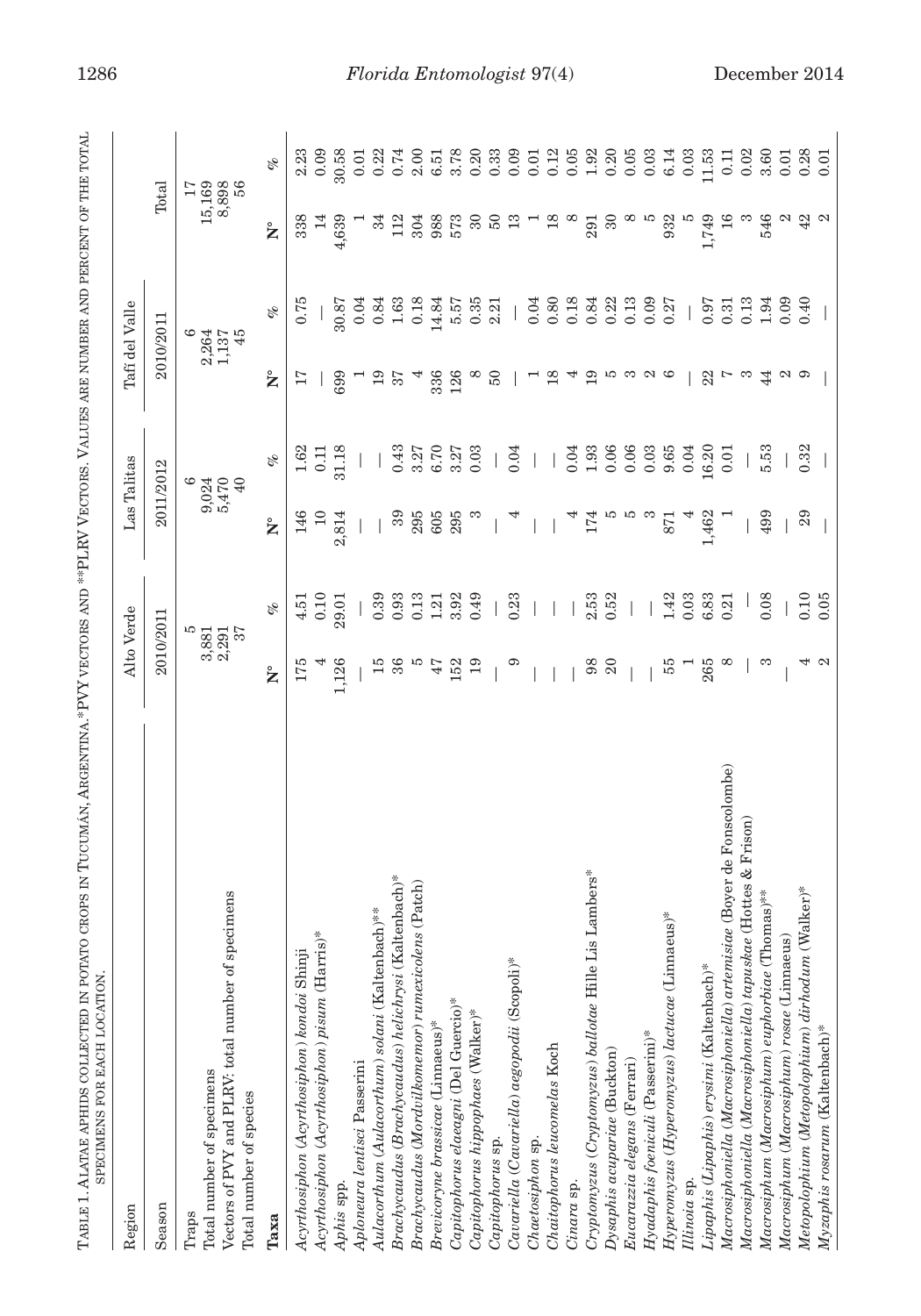TABLE 1. ALATAE APHIDS COLLECTED IN POTATO CROPS IN TUCUMÁN, ARGENTINA. *PVY VECTORS AND **PLRV VECTORS. VALUES ARE NUMBER AND PERCENT OF THE TOTAL SPECIMENS FOR EACH LOCATION.

| Region | Alto Verde | | Las Talitas | | Tafí del Valle | | Total | |
|---|---|---|---|---|---|---|---|---|
| Season | 2010/2011 | | 2011/2012 | | 2010/2011 | | | |
| Traps | 5 | | 6 | | 6 | | 17 | |
| Total number of specimens | 3,881 | | 9,024 | | 2,264 | | 15,169 | |
| Vectors of PVY and PLRV: total number of specimens | 2,291 | | 5,470 | | 1,137 | | 8,898 | |
| Total number of species | 37 | | 40 | | 45 | | 56 | |
| **Taxa** | **N°** | **%** | **N°** | **%** | **N°** | **%** | **N°** | **%** |
| *Acyrthosiphon (Acyrthosiphon) kondoi* Shinji | 175 | 4.51 | 146 | 1.62 | 17 | 0.75 | 338 | 2.23 |
| *Acyrthosiphon (Acyrthosiphon) pisum* (Harris)* | 4 | 0.10 | 10 | 0.11 | — | — | 14 | 0.09 |
| *Aphis* spp. | 1,126 | 29.01 | 2,814 | 31.18 | 699 | 30.87 | 4,639 | 30.58 |
| *Aploneura lentisci* Passerini | — | — | — | — | 1 | 0.04 | 1 | 0.01 |
| *Aulacorthum (Aulacorthum) solani* (Kaltenbach)** | 15 | 0.39 | — | — | 19 | 0.84 | 34 | 0.22 |
| *Brachycaudus (Brachycaudus) helichrysi* (Kaltenbach)* | 36 | 0.93 | 39 | 0.43 | 37 | 1.63 | 112 | 0.74 |
| *Brachycaudus (Mordvilkomemor) rumexicolens* (Patch) | 5 | 0.13 | 295 | 3.27 | 4 | 0.18 | 304 | 2.00 |
| *Brevicoryne brassicae* (Linnaeus)* | 47 | 1.21 | 605 | 6.70 | 336 | 14.84 | 988 | 6.51 |
| *Capitophorus elaeagni* (Del Guercio)* | 152 | 3.92 | 295 | 3.27 | 126 | 5.57 | 573 | 3.78 |
| *Capitophorus hippophaes* (Walker)* | 19 | 0.49 | 3 | 0.03 | 8 | 0.35 | 30 | 0.20 |
| *Capitophorus* sp. | — | — | — | — | 50 | 2.21 | 50 | 0.33 |
| *Cavariella (Cavariella) aegopodii* (Scopoli)* | 9 | 0.23 | 4 | 0.04 | — | — | 13 | 0.09 |
| *Chaetosiphon* sp. | — | — | — | — | 1 | 0.04 | 1 | 0.01 |
| *Chaitophorus leucomelas* Koch | — | — | — | — | 18 | 0.80 | 18 | 0.12 |
| *Cinara* sp. | — | — | 4 | 0.04 | 4 | 0.18 | 8 | 0.05 |
| *Cryptomyzus (Cryptomyzus) ballotae* Hille Lis Lambers* | 98 | 2.53 | 174 | 1.93 | 19 | 0.84 | 291 | 1.92 |
| *Dysaphis acuparia*e (Buckton) | 20 | 0.52 | 5 | 0.06 | 5 | 0.22 | 30 | 0.20 |
| *Eucarazzia elegans* (Ferrari) | — | — | 5 | 0.06 | 3 | 0.13 | 8 | 0.05 |
| *Hyadaphis foeniculi* (Passerini)* | — | — | 3 | 0.03 | 2 | 0.09 | 5 | 0.03 |
| *Hyperomyzus (Hyperomyzus) lactucae* (Linnaeus)* | 55 | 1.42 | 871 | 9.65 | 6 | 0.27 | 932 | 6.14 |
| *Illinoia* sp. | 1 | 0.03 | 4 | 0.04 | — | — | 5 | 0.03 |
| *Lipaphis (Lipaphis) erysimi* (Kaltenbach)* | 265 | 6.83 | 1,462 | 16.20 | 22 | 0.97 | 1,749 | 11.53 |
| *Macrosiphoniella (Macrosiphoniella) artemisiae* (Boyer de Fonscolombe) | 8 | 0.21 | 1 | 0.01 | 7 | 0.31 | 16 | 0.11 |
| *Macrosiphoniella (Macrosiphoniella) tapuskae* (Hottes & Frison) | — | — | — | — | 3 | 0.13 | 3 | 0.02 |
| *Macrosiphum (Macrosiphum) euphorbiae* (Thomas)** | 3 | 0.08 | 499 | 5.53 | 44 | 1.94 | 546 | 3.60 |
| *Macrosiphum (Macrosiphum) rosae* (Linnaeus) | — | — | — | — | 2 | 0.09 | 2 | 0.01 |
| *Metopolophium (Metopolophium) dirhodum* (Walker)* | 4 | 0.10 | 29 | 0.32 | 9 | 0.40 | 42 | 0.28 |
| *Myzaphis rosarum* (Kaltenbach)* | 2 | 0.05 | — | — | — | — | 2 | 0.01 |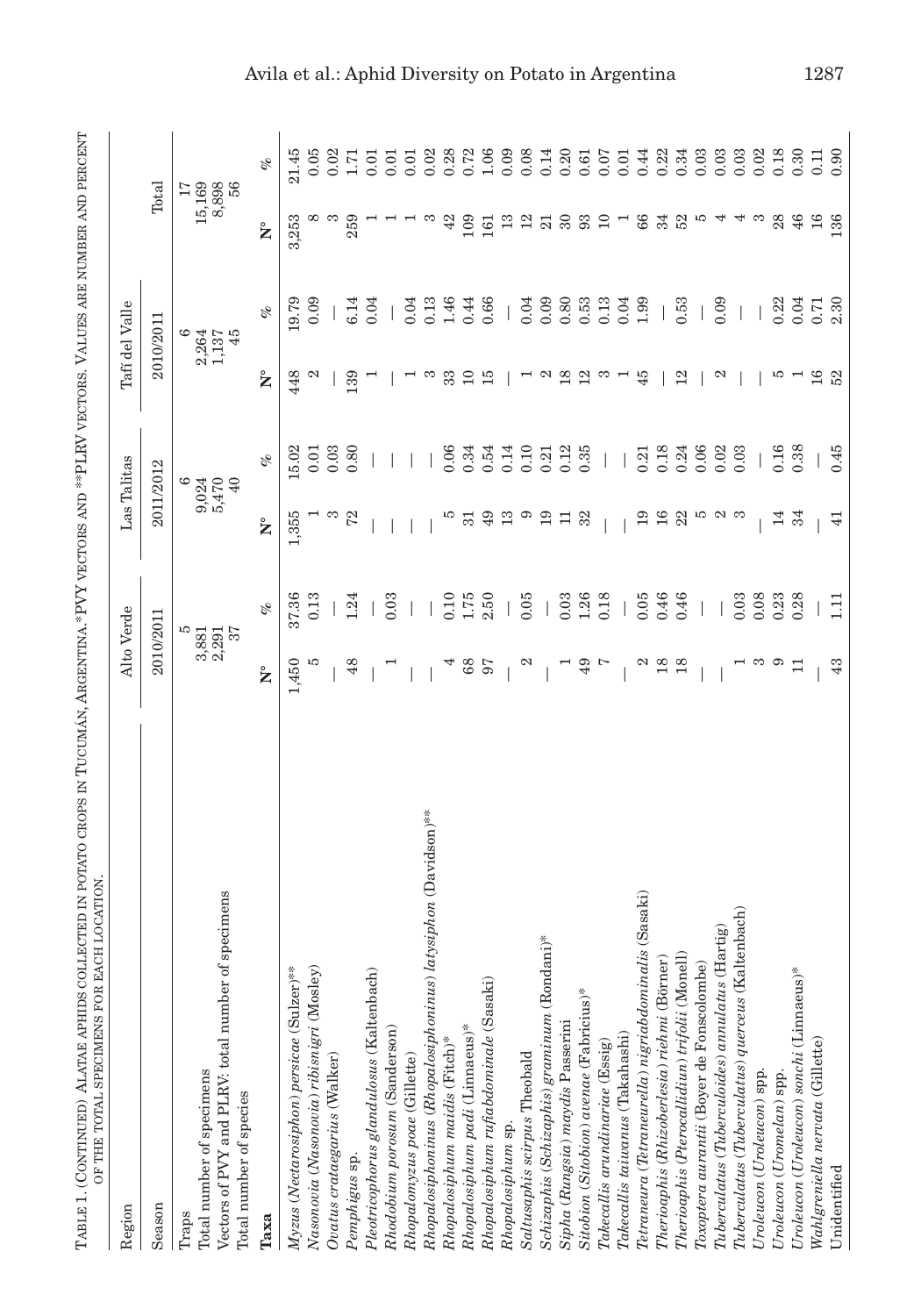TABLE 1. (CONTINUED) ALATAE APHIDS COLLECTED IN POTATO CROPS IN TUCUMÁN, ARGENTINA. *PVY VECTORS AND **PLRV VECTORS. VALUES ARE NUMBER AND PERCENT OF THE TOTAL SPECIMENS FOR EACH LOCATION.

| Region | Alto Verde | | Las Talitas | | Tafí del Valle | | Total | |
|---|---|---|---|---|---|---|---|---|
| Season | 2010/2011 | | 2011/2012 | | 2010/2011 | | | |
| Traps | 5 | | 6 | | 6 | | 17 | |
| Total number of specimens | 3,881 | | 9,024 | | 2,264 | | 15,169 | |
| Vectors of PVY and PLRV: total number of specimens | 2,291 | | 5,470 | | 1,137 | | 8,898 | |
| Total number of species | 37 | | 40 | | 45 | | 56 | |
| **Taxa** | **N°** | **%** | **N°** | **%** | **N°** | **%** | **N°** | **%** |
| *Myzus (Nectarosiphon) persicae* (Sulzer)** | 1,450 | 37.36 | 1,355 | 15.02 | 448 | 19.79 | 3,253 | 21.45 |
| *Nasonovia (Nasonovia) ribisnigri* (Mosley) | 5 | 0.13 | 1 | 0.01 | 2 | 0.09 | 8 | 0.05 |
| *Ovatus crataegarius* (Walker) | — | — | 3 | 0.03 | — | — | 3 | 0.02 |
| *Pemphigus* sp. | 48 | 1.24 | 72 | 0.80 | 139 | 6.14 | 259 | 1.71 |
| *Pleotricophorus glandulosus* (Kaltenbach) | — | — | — | — | 1 | 0.04 | 1 | 0.01 |
| *Rhodobium porosum* (Sanderson) | 1 | 0.03 | — | — | — | — | 1 | 0.01 |
| *Rhopalomyzus poae* (Gillette) | — | — | — | — | 1 | 0.04 | 1 | 0.01 |
| *Rhopalosiphoninus (Rhopalosiphoninus) latysiphon* (Davidson)** | — | — | — | — | 3 | 0.13 | 3 | 0.02 |
| *Rhopalosiphum maidis* (Fitch)* | 4 | 0.10 | 5 | 0.06 | 33 | 1.46 | 42 | 0.28 |
| *Rhopalosiphum padi* (Linnaeus)* | 68 | 1.75 | 31 | 0.34 | 10 | 0.44 | 109 | 0.72 |
| *Rhopalosiphum rufiabdominale* (Sasaki) | 97 | 2.50 | 49 | 0.54 | 15 | 0.66 | 161 | 1.06 |
| *Rhopalosiphum* sp. | — | — | 13 | 0.14 | — | — | 13 | 0.09 |
| *Saltusaphis scirpus* Theobald | 2 | 0.05 | 9 | 0.10 | 1 | 0.04 | 12 | 0.08 |
| *Schizaphis (Schizaphis) graminum* (Rondani)* | — | — | 19 | 0.21 | 2 | 0.09 | 21 | 0.14 |
| *Sipha (Rungsia) maydis* Passerini | 1 | 0.03 | 11 | 0.12 | 18 | 0.80 | 30 | 0.20 |
| *Sitobion (Sitobion) avenae* (Fabricius)* | 49 | 1.26 | 32 | 0.35 | 12 | 0.53 | 93 | 0.61 |
| *Takecallis arundinariae* (Essig) | 7 | 0.18 | — | — | 3 | 0.13 | 10 | 0.07 |
| *Takecallis taiwanus* (Takahashi) | — | — | — | — | 1 | 0.04 | 1 | 0.01 |
| *Tetraneura (Tetraneurella) nigriabdominalis* (Sasaki) | 2 | 0.05 | 19 | 0.21 | 45 | 1.99 | 66 | 0.44 |
| *Therioaphis (Rhizoberlesia) riehmi* (Börner) | 18 | 0.46 | 16 | 0.18 | — | — | 34 | 0.22 |
| *Therioaphis (Pterocallidium) trifolii* (Monell) | 18 | 0.46 | 22 | 0.24 | 12 | 0.53 | 52 | 0.34 |
| *Toxoptera aurantii* (Boyer de Fonscolombe) | — | — | 5 | 0.06 | — | — | 5 | 0.03 |
| *Tuberculatus (Tuberculoides) annulatus* (Hartig) | — | — | 2 | 0.02 | 2 | 0.09 | 4 | 0.03 |
| *Tuberculatus (Tuberculatus) querceus* (Kaltenbach) | 1 | 0.03 | 3 | 0.03 | — | — | 4 | 0.03 |
| *Uroleucon (Uroleucon)* spp. | 3 | 0.08 | — | — | — | — | 3 | 0.02 |
| *Uroleucon (Uromelan)* spp. | 9 | 0.23 | 14 | 0.16 | 5 | 0.22 | 28 | 0.18 |
| *Uroleucon (Uroleucon) sonchi* (Linnaeus)* | 11 | 0.28 | 34 | 0.38 | 1 | 0.04 | 46 | 0.30 |
| *Wahlgreniella nervata* (Gillette) | — | — | — | — | 16 | 0.71 | 16 | 0.11 |
| Unidentified | 43 | 1.11 | 41 | 0.45 | 52 | 2.30 | 136 | 0.90 |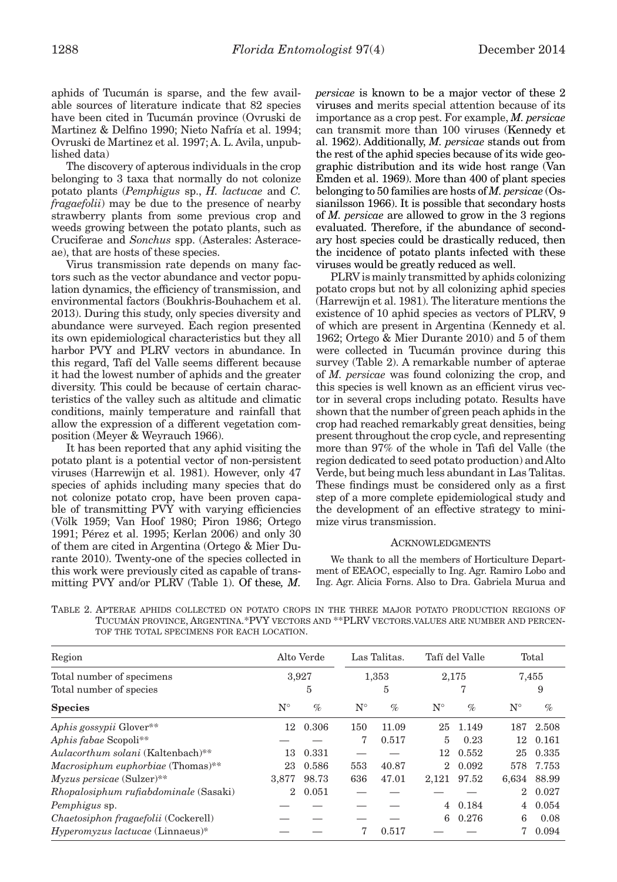aphids of Tucumán is sparse, and the few available sources of literature indicate that 82 species have been cited in Tucumán province (Ovruski de Martinez & Delfino 1990; Nieto Nafría et al. 1994; Ovruski de Martinez et al. 1997; A. L. Avila, unpublished data)

The discovery of apterous individuals in the crop belonging to 3 taxa that normally do not colonize potato plants (*Pemphigus* sp., *H. lactucae* and *C. fragaefolii*) may be due to the presence of nearby strawberry plants from some previous crop and weeds growing between the potato plants, such as Cruciferae and *Sonchus* spp. (Asterales: Asteraceae), that are hosts of these species.

Virus transmission rate depends on many factors such as the vector abundance and vector population dynamics, the efficiency of transmission, and environmental factors (Boukhris-Bouhachem et al. 2013). During this study, only species diversity and abundance were surveyed. Each region presented its own epidemiological characteristics but they all harbor PVY and PLRV vectors in abundance. In this regard, Tafí del Valle seems different because it had the lowest number of aphids and the greater diversity. This could be because of certain characteristics of the valley such as altitude and climatic conditions, mainly temperature and rainfall that allow the expression of a different vegetation composition (Meyer & Weyrauch 1966).

It has been reported that any aphid visiting the potato plant is a potential vector of non-persistent viruses (Harrewijn et al. 1981). However, only 47 species of aphids including many species that do not colonize potato crop, have been proven capable of transmitting PVY with varying efficiencies (Völk 1959; Van Hoof 1980; Piron 1986; Ortego 1991; Pérez et al. 1995; Kerlan 2006) and only 30 of them are cited in Argentina (Ortego & Mier Durante 2010). Twenty-one of the species collected in this work were previously cited as capable of transmitting PVY and/or PLRV (Table 1). Of these, *M. persicae* is known to be a major vector of these 2 viruses and merits special attention because of its importance as a crop pest. For example, *M. persicae* can transmit more than 100 viruses (Kennedy et al. 1962). Additionally, *M. persicae* stands out from the rest of the aphid species because of its wide geographic distribution and its wide host range (Van Emden et al. 1969). More than 400 of plant species belonging to 50 families are hosts of *M. persicae* (Ossianilsson 1966). It is possible that secondary hosts of *M. persicae* are allowed to grow in the 3 regions evaluated. Therefore, if the abundance of secondary host species could be drastically reduced, then the incidence of potato plants infected with these viruses would be greatly reduced as well.

PLRV is mainly transmitted by aphids colonizing potato crops but not by all colonizing aphid species (Harrewijn et al. 1981). The literature mentions the existence of 10 aphid species as vectors of PLRV, 9 of which are present in Argentina (Kennedy et al. 1962; Ortego & Mier Durante 2010) and 5 of them were collected in Tucumán province during this survey (Table 2). A remarkable number of apterae of *M. persicae* was found colonizing the crop, and this species is well known as an efficient virus vector in several crops including potato. Results have shown that the number of green peach aphids in the crop had reached remarkably great densities, being present throughout the crop cycle, and representing more than 97% of the whole in Tafi del Valle (the region dedicated to seed potato production) and Alto Verde, but being much less abundant in Las Talitas. These findings must be considered only as a first step of a more complete epidemiological study and the development of an effective strategy to minimize virus transmission.

## Acknowledgments

We thank to all the members of Horticulture Department of EEAOC, especially to Ing. Agr. Ramiro Lobo and Ing. Agr. Alicia Forns. Also to Dra. Gabriela Murua and

TABLE 2. APTERAE APHIDS COLLECTED ON POTATO CROPS IN THE THREE MAJOR POTATO PRODUCTION REGIONS OF TUCUMÁN PROVINCE, ARGENTINA.*PVY VECTORS AND **PLRV VECTORS.VALUES ARE NUMBER AND PERCENTOF THE TOTAL SPECIMENS FOR EACH LOCATION.

| Region | Alto Verde | | Las Talitas. | | Tafí del Valle | | Total | |
|---|---|---|---|---|---|---|---|---|
| Total number of specimens | 3,927 | | 1,353 | | 2,175 | | 7,455 | |
| Total number of species | 5 | | 5 | | 7 | | 9 | |
| **Species** | N° | % | N° | % | N° | % | N° | % |
| *Aphis gossypii* Glover** | 12 | 0.306 | 150 | 11.09 | 25 | 1.149 | 187 | 2.508 |
| *Aphis fabae* Scopoli** | — | — | 7 | 0.517 | 5 | 0.23 | 12 | 0.161 |
| *Aulacorthum solani* (Kaltenbach)** | 13 | 0.331 | — | — | 12 | 0.552 | 25 | 0.335 |
| *Macrosiphum euphorbiae* (Thomas)** | 23 | 0.586 | 553 | 40.87 | 2 | 0.092 | 578 | 7.753 |
| *Myzus persicae* (Sulzer)** | 3,877 | 98.73 | 636 | 47.01 | 2,121 | 97.52 | 6,634 | 88.99 |
| *Rhopalosiphum rufiabdominale* (Sasaki) | 2 | 0.051 | — | — | — | — | 2 | 0.027 |
| *Pemphigus* sp. | — | — | — | — | 4 | 0.184 | 4 | 0.054 |
| *Chaetosiphon fragaefolii* (Cockerell) | — | — | — | — | 6 | 0.276 | 6 | 0.08 |
| *Hyperomyzus lactucae* (Linnaeus)* | — | — | 7 | 0.517 | — | — | 7 | 0.094 |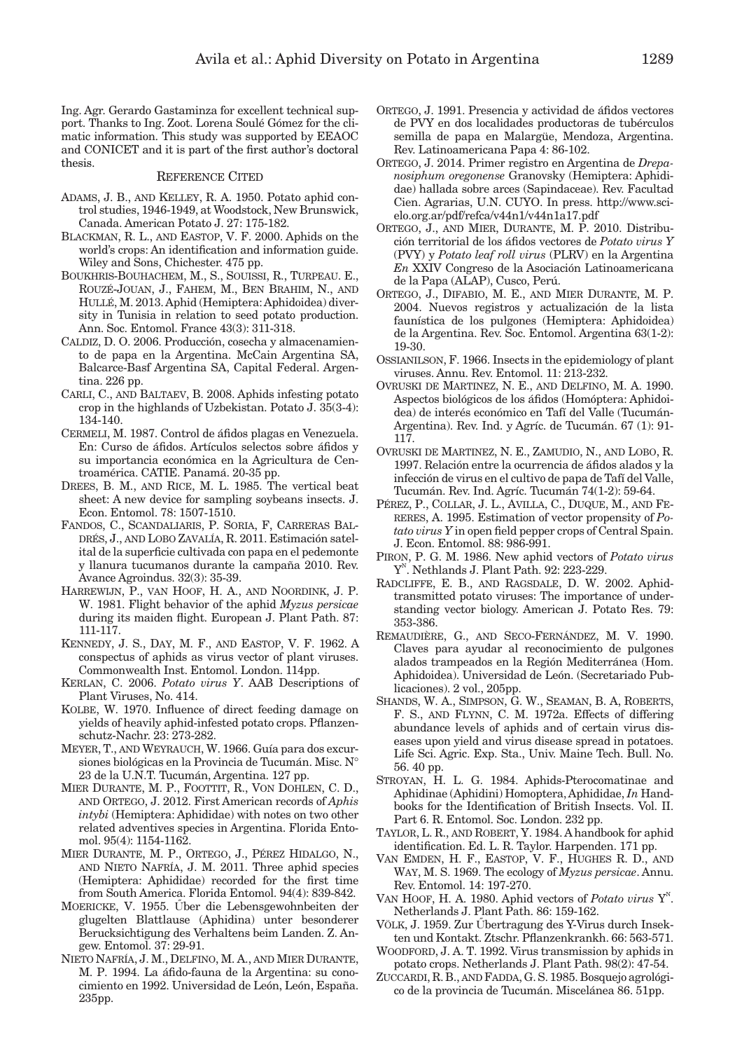Ing. Agr. Gerardo Gastaminza for excellent technical support. Thanks to Ing. Zoot. Lorena Soulé Gómez for the climatic information. This study was supported by EEAOC and CONICET and it is part of the first author's doctoral thesis.

## Reference Cited

Adams, J. B., and Kelley, R. A. 1950. Potato aphid control studies, 1946-1949, at Woodstock, New Brunswick, Canada. American Potato J. 27: 175-182.

Blackman, R. L., and Eastop, V. F. 2000. Aphids on the world's crops: An identification and information guide. Wiley and Sons, Chichester. 475 pp.

Boukhris-Bouhachem, M., S., Souissi, R., Turpeau. E., Rouzé-Jouan, J., Fahem, M., Ben Brahim, N., and Hullé, M. 2013. Aphid (Hemiptera: Aphidoidea) diversity in Tunisia in relation to seed potato production. Ann. Soc. Entomol. France 43(3): 311-318.

Caldiz, D. O. 2006. Producción, cosecha y almacenamiento de papa en la Argentina. McCain Argentina SA, Balcarce-Basf Argentina SA, Capital Federal. Argentina. 226 pp.

Carli, C., and Baltaev, B. 2008. Aphids infesting potato crop in the highlands of Uzbekistan. Potato J. 35(3-4): 134-140.

Cermeli, M. 1987. Control de áfidos plagas en Venezuela. En: Curso de áfidos. Artículos selectos sobre áfidos y su importancia económica en la Agricultura de Centroamérica. CATIE. Panamá. 20-35 pp.

Drees, B. M., and Rice, M. L. 1985. The vertical beat sheet: A new device for sampling soybeans insects. J. Econ. Entomol. 78: 1507-1510.

Fandos, C., Scandaliaris, P. Soria, F, Carreras Baldrés, J., and Lobo Zavalía, R. 2011. Estimación satelital de la superficie cultivada con papa en el pedemonte y llanura tucumanos durante la campaña 2010. Rev. Avance Agroindus. 32(3): 35-39.

Harrewijn, P., van Hoof, H. A., and Noordink, J. P. W. 1981. Flight behavior of the aphid *Myzus persicae* during its maiden flight. European J. Plant Path. 87: 111-117.

Kennedy, J. S., Day, M. F., and Eastop, V. F. 1962. A conspectus of aphids as virus vector of plant viruses. Commonwealth Inst. Entomol. London. 114pp.

Kerlan, C. 2006. *Potato virus Y*. AAB Descriptions of Plant Viruses, No. 414.

Kolbe, W. 1970. Influence of direct feeding damage on yields of heavily aphid-infested potato crops. Pflanzenschutz-Nachr. 23: 273-282.

Meyer, T., and Weyrauch, W. 1966. Guía para dos excursiones biológicas en la Provincia de Tucumán. Misc. N° 23 de la U.N.T. Tucumán, Argentina. 127 pp.

Mier Durante, M. P., Foottit, R., Von Dohlen, C. D., and Ortego, J. 2012. First American records of *Aphis intybi* (Hemiptera: Aphididae) with notes on two other related adventives species in Argentina. Florida Entomol. 95(4): 1154-1162.

Mier Durante, M. P., Ortego, J., Pérez Hidalgo, N., and Nieto Nafría, J. M. 2011. Three aphid species (Hemiptera: Aphididae) recorded for the first time from South America. Florida Entomol. 94(4): 839-842.

Moericke, V. 1955. Über die Lebensgewohnheiten der glugelten Blattlause (Aphidina) unter besonderer Berucksichtigung des Verhaltens beim Landen. Z. Angew. Entomol. 37: 29-91.

Nieto Nafría, J. M., Delfino, M. A., and Mier Durante, M. P. 1994. La áfido-fauna de la Argentina: su conocimiento en 1992. Universidad de León, León, España. 235pp.

Ortego, J. 1991. Presencia y actividad de áfidos vectores de PVY en dos localidades productoras de tubérculos semilla de papa en Malargüe, Mendoza, Argentina. Rev. Latinoamericana Papa 4: 86-102.

Ortego, J. 2014. Primer registro en Argentina de *Drepanosiphum oregonense* Granovsky (Hemiptera: Aphididae) hallada sobre arces (Sapindaceae). Rev. Facultad Cien. Agrarias, U.N. CUYO. In press. http://www.scielo.org.ar/pdf/refca/v44n1/v44n1a17.pdf

Ortego, J., and Mier, Durante, M. P. 2010. Distribución territorial de los áfidos vectores de *Potato virus Y* (PVY) y *Potato leaf roll virus* (PLRV) en la Argentina *En* XXIV Congreso de la Asociación Latinoamericana de la Papa (ALAP), Cusco, Perú.

Ortego, J., Difabio, M. E., and Mier Durante, M. P. 2004. Nuevos registros y actualización de la lista faunística de los pulgones (Hemiptera: Aphidoidea) de la Argentina. Rev. Soc. Entomol. Argentina 63(1-2): 19-30.

Ossianilson, F. 1966. Insects in the epidemiology of plant viruses. Annu. Rev. Entomol. 11: 213-232.

Ovruski de Martinez, N. E., and Delfino, M. A. 1990. Aspectos biológicos de los áfidos (Homóptera: Aphidoidea) de interés económico en Tafí del Valle (Tucumán-Argentina). Rev. Ind. y Agríc. de Tucumán. 67 (1): 91-117.

Ovruski de Martinez, N. E., Zamudio, N., and Lobo, R. 1997. Relación entre la ocurrencia de áfidos alados y la infección de virus en el cultivo de papa de Tafí del Valle, Tucumán. Rev. Ind. Agríc. Tucumán 74(1-2): 59-64.

Pérez, P., Collar, J. L., Avilla, C., Duque, M., and Fereres, A. 1995. Estimation of vector propensity of *Potato virus Y* in open field pepper crops of Central Spain. J. Econ. Entomol. 88: 986-991.

Piron, P. G. M. 1986. New aphid vectors of *Potato virus* $Y^N$. Nethlands J. Plant Path. 92: 223-229.

Radcliffe, E. B., and Ragsdale, D. W. 2002. Aphid-transmitted potato viruses: The importance of understanding vector biology. American J. Potato Res. 79: 353-386.

Remaudière, G., and Seco-Fernández, M. V. 1990. Claves para ayudar al reconocimiento de pulgones alados trampeados en la Región Mediterránea (Hom. Aphidoidea). Universidad de León. (Secretariado Publicaciones). 2 vol., 205pp.

Shands, W. A., Simpson, G. W., Seaman, B. A, Roberts, F. S., and Flynn, C. M. 1972a. Effects of differing abundance levels of aphids and of certain virus diseases upon yield and virus disease spread in potatoes. Life Sci. Agric. Exp. Sta., Univ. Maine Tech. Bull. No. 56. 40 pp.

Stroyan, H. L. G. 1984. Aphids-Pterocomatinae and Aphidinae (Aphidini) Homoptera, Aphididae, *In* Handbooks for the Identification of British Insects. Vol. II. Part 6. R. Entomol. Soc. London. 232 pp.

Taylor, L. R., and Robert, Y. 1984. A handbook for aphid identification. Ed. L. R. Taylor. Harpenden. 171 pp.

van Emden, H. F., Eastop, V. F., Hughes R. D., and Way, M. S. 1969. The ecology of *Myzus persicae*. Annu. Rev. Entomol. 14: 197-270.

van Hoof, H. A. 1980. Aphid vectors of *Potato virus* $Y^N$. Netherlands J. Plant Path. 86: 159-162.

Völk, J. 1959. Zur Übertragung des Y-Virus durch Insekten und Kontakt. Ztschr. Pflanzenkrankh. 66: 563-571.

Woodford, J. A. T. 1992. Virus transmission by aphids in potato crops. Netherlands J. Plant Path. 98(2): 47-54.

Zuccardi, R. B., and Fadda, G. S. 1985. Bosquejo agrológico de la provincia de Tucumán. Miscelánea 86. 51pp.